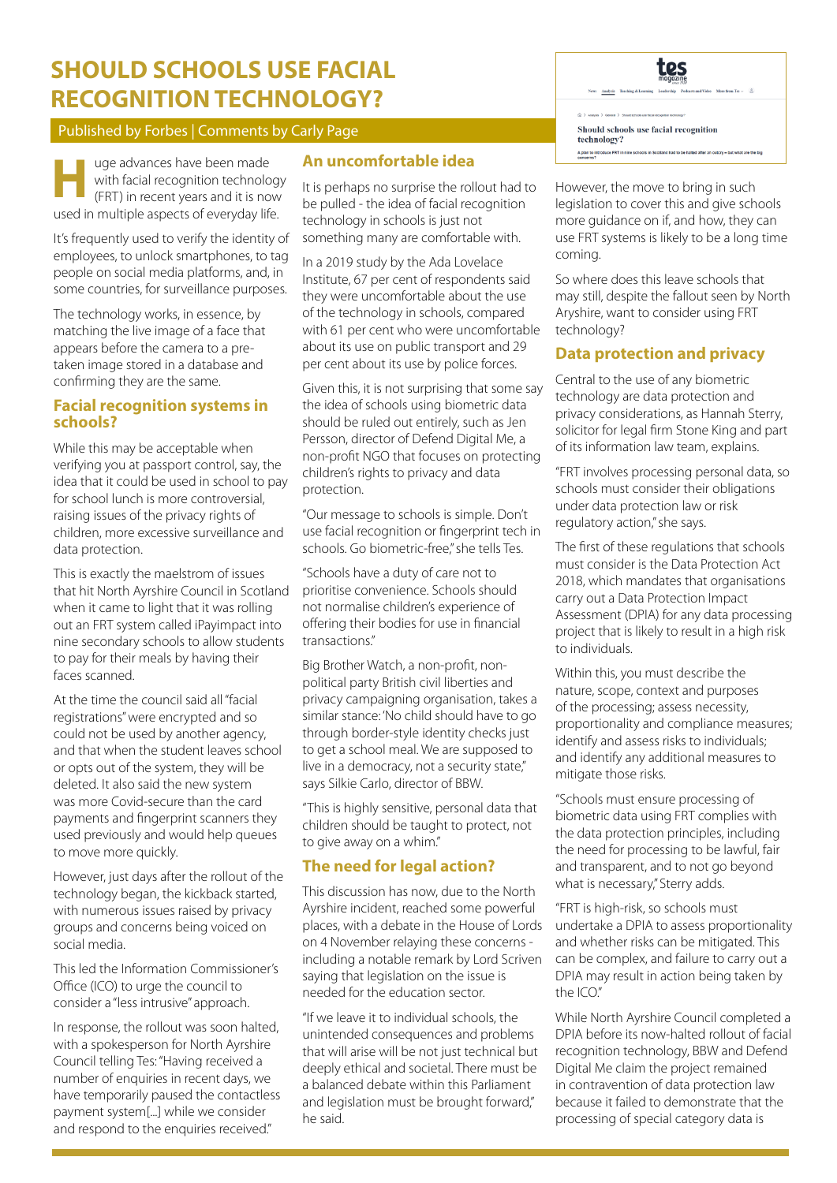# SHOULD SCHOOLS USE FACIAL RECOGNITION TECHNOLOGY?

Published by Forbes | Comments by Carly Page

Huge advances have been made with facial recognition technology (FRT) in recent years and it is now used in multiple aspects of everyday life.

It's frequently used to verify the identity of employees, to unlock smartphones, to tag people on social media platforms, and, in some countries, for surveillance purposes.

The technology works, in essence, by matching the live image of a face that appears before the camera to a pre-taken image stored in a database and confirming they are the same.

## Facial recognition systems in schools?

While this may be acceptable when verifying you at passport control, say, the idea that it could be used in school to pay for school lunch is more controversial, raising issues of the privacy rights of children, more excessive surveillance and data protection.

This is exactly the maelstrom of issues that hit North Ayrshire Council in Scotland when it came to light that it was rolling out an FRT system called iPayimpact into nine secondary schools to allow students to pay for their meals by having their faces scanned.

At the time the council said all "facial registrations" were encrypted and so could not be used by another agency, and that when the student leaves school or opts out of the system, they will be deleted. It also said the new system was more Covid-secure than the card payments and fingerprint scanners they used previously and would help queues to move more quickly.

However, just days after the rollout of the technology began, the kickback started, with numerous issues raised by privacy groups and concerns being voiced on social media.

This led the Information Commissioner's Office (ICO) to urge the council to consider a "less intrusive" approach.

In response, the rollout was soon halted, with a spokesperson for North Ayrshire Council telling Tes: "Having received a number of enquiries in recent days, we have temporarily paused the contactless payment system[...] while we consider and respond to the enquiries received."

## An uncomfortable idea

It is perhaps no surprise the rollout had to be pulled - the idea of facial recognition technology in schools is just not something many are comfortable with.

In a 2019 study by the Ada Lovelace Institute, 67 per cent of respondents said they were uncomfortable about the use of the technology in schools, compared with 61 per cent who were uncomfortable about its use on public transport and 29 per cent about its use by police forces.

Given this, it is not surprising that some say the idea of schools using biometric data should be ruled out entirely, such as Jen Persson, director of Defend Digital Me, a non-profit NGO that focuses on protecting children's rights to privacy and data protection.

"Our message to schools is simple. Don't use facial recognition or fingerprint tech in schools. Go biometric-free," she tells Tes.

"Schools have a duty of care not to prioritise convenience. Schools should not normalise children's experience of offering their bodies for use in financial transactions."

Big Brother Watch, a non-profit, non-political party British civil liberties and privacy campaigning organisation, takes a similar stance: 'No child should have to go through border-style identity checks just to get a school meal. We are supposed to live in a democracy, not a security state," says Silkie Carlo, director of BBW.

"This is highly sensitive, personal data that children should be taught to protect, not to give away on a whim."

## The need for legal action?

This discussion has now, due to the North Ayrshire incident, reached some powerful places, with a debate in the House of Lords on 4 November relaying these concerns - including a notable remark by Lord Scriven saying that legislation on the issue is needed for the education sector.

"If we leave it to individual schools, the unintended consequences and problems that will arise will be not just technical but deeply ethical and societal. There must be a balanced debate within this Parliament and legislation must be brought forward," he said.

However, the move to bring in such legislation to cover this and give schools more guidance on if, and how, they can use FRT systems is likely to be a long time coming.

So where does this leave schools that may still, despite the fallout seen by North Aryshire, want to consider using FRT technology?

## Data protection and privacy

Central to the use of any biometric technology are data protection and privacy considerations, as Hannah Sterry, solicitor for legal firm Stone King and part of its information law team, explains.

"FRT involves processing personal data, so schools must consider their obligations under data protection law or risk regulatory action," she says.

The first of these regulations that schools must consider is the Data Protection Act 2018, which mandates that organisations carry out a Data Protection Impact Assessment (DPIA) for any data processing project that is likely to result in a high risk to individuals.

Within this, you must describe the nature, scope, context and purposes of the processing; assess necessity, proportionality and compliance measures; identify and assess risks to individuals; and identify any additional measures to mitigate those risks.

"Schools must ensure processing of biometric data using FRT complies with the data protection principles, including the need for processing to be lawful, fair and transparent, and to not go beyond what is necessary," Sterry adds.

"FRT is high-risk, so schools must undertake a DPIA to assess proportionality and whether risks can be mitigated. This can be complex, and failure to carry out a DPIA may result in action being taken by the ICO."

While North Ayrshire Council completed a DPIA before its now-halted rollout of facial recognition technology, BBW and Defend Digital Me claim the project remained in contravention of data protection law because it failed to demonstrate that the processing of special category data is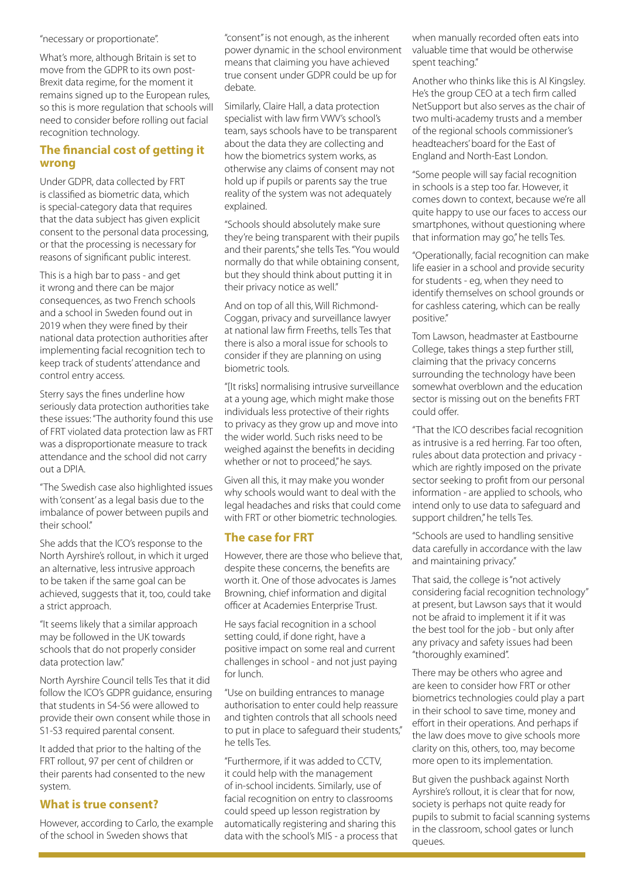"necessary or proportionate".

What's more, although Britain is set to move from the GDPR to its own post-Brexit data regime, for the moment it remains signed up to the European rules, so this is more regulation that schools will need to consider before rolling out facial recognition technology.

## The financial cost of getting it wrong

Under GDPR, data collected by FRT is classified as biometric data, which is special-category data that requires that the data subject has given explicit consent to the personal data processing, or that the processing is necessary for reasons of significant public interest.

This is a high bar to pass - and get it wrong and there can be major consequences, as two French schools and a school in Sweden found out in 2019 when they were fined by their national data protection authorities after implementing facial recognition tech to keep track of students' attendance and control entry access.

Sterry says the fines underline how seriously data protection authorities take these issues: "The authority found this use of FRT violated data protection law as FRT was a disproportionate measure to track attendance and the school did not carry out a DPIA.

"The Swedish case also highlighted issues with 'consent' as a legal basis due to the imbalance of power between pupils and their school."

She adds that the ICO's response to the North Ayrshire's rollout, in which it urged an alternative, less intrusive approach to be taken if the same goal can be achieved, suggests that it, too, could take a strict approach.

"It seems likely that a similar approach may be followed in the UK towards schools that do not properly consider data protection law."

North Ayrshire Council tells Tes that it did follow the ICO's GDPR guidance, ensuring that students in S4-S6 were allowed to provide their own consent while those in S1-S3 required parental consent.

It added that prior to the halting of the FRT rollout, 97 per cent of children or their parents had consented to the new system.

## What is true consent?

However, according to Carlo, the example of the school in Sweden shows that "consent" is not enough, as the inherent power dynamic in the school environment means that claiming you have achieved true consent under GDPR could be up for debate.

Similarly, Claire Hall, a data protection specialist with law firm VWV's school's team, says schools have to be transparent about the data they are collecting and how the biometrics system works, as otherwise any claims of consent may not hold up if pupils or parents say the true reality of the system was not adequately explained.

"Schools should absolutely make sure they're being transparent with their pupils and their parents," she tells Tes. "You would normally do that while obtaining consent, but they should think about putting it in their privacy notice as well."

And on top of all this, Will Richmond-Coggan, privacy and surveillance lawyer at national law firm Freeths, tells Tes that there is also a moral issue for schools to consider if they are planning on using biometric tools.

"[It risks] normalising intrusive surveillance at a young age, which might make those individuals less protective of their rights to privacy as they grow up and move into the wider world. Such risks need to be weighed against the benefits in deciding whether or not to proceed," he says.

Given all this, it may make you wonder why schools would want to deal with the legal headaches and risks that could come with FRT or other biometric technologies.

## The case for FRT

However, there are those who believe that, despite these concerns, the benefits are worth it. One of those advocates is James Browning, chief information and digital officer at Academies Enterprise Trust.

He says facial recognition in a school setting could, if done right, have a positive impact on some real and current challenges in school - and not just paying for lunch.

"Use on building entrances to manage authorisation to enter could help reassure and tighten controls that all schools need to put in place to safeguard their students," he tells Tes.

"Furthermore, if it was added to CCTV, it could help with the management of in-school incidents. Similarly, use of facial recognition on entry to classrooms could speed up lesson registration by automatically registering and sharing this data with the school's MIS - a process that when manually recorded often eats into valuable time that would be otherwise spent teaching."

Another who thinks like this is Al Kingsley. He's the group CEO at a tech firm called NetSupport but also serves as the chair of two multi-academy trusts and a member of the regional schools commissioner's headteachers' board for the East of England and North-East London.

"Some people will say facial recognition in schools is a step too far. However, it comes down to context, because we're all quite happy to use our faces to access our smartphones, without questioning where that information may go," he tells Tes.

"Operationally, facial recognition can make life easier in a school and provide security for students - eg, when they need to identify themselves on school grounds or for cashless catering, which can be really positive."

Tom Lawson, headmaster at Eastbourne College, takes things a step further still, claiming that the privacy concerns surrounding the technology have been somewhat overblown and the education sector is missing out on the benefits FRT could offer.

"That the ICO describes facial recognition as intrusive is a red herring. Far too often, rules about data protection and privacy - which are rightly imposed on the private sector seeking to profit from our personal information - are applied to schools, who intend only to use data to safeguard and support children," he tells Tes.

"Schools are used to handling sensitive data carefully in accordance with the law and maintaining privacy."

That said, the college is "not actively considering facial recognition technology" at present, but Lawson says that it would not be afraid to implement it if it was the best tool for the job - but only after any privacy and safety issues had been "thoroughly examined".

There may be others who agree and are keen to consider how FRT or other biometrics technologies could play a part in their school to save time, money and effort in their operations. And perhaps if the law does move to give schools more clarity on this, others, too, may become more open to its implementation.

But given the pushback against North Ayrshire's rollout, it is clear that for now, society is perhaps not quite ready for pupils to submit to facial scanning systems in the classroom, school gates or lunch queues.